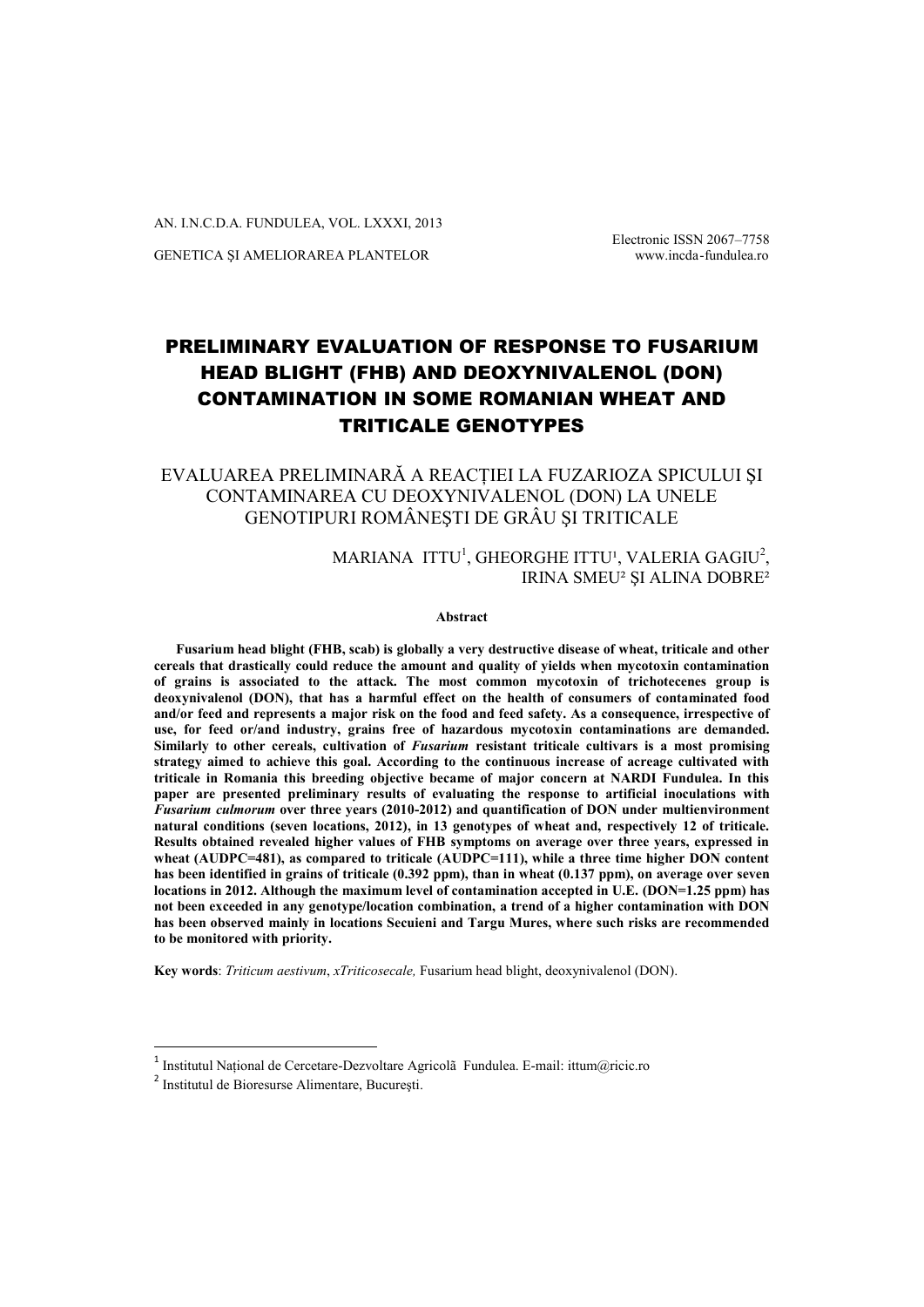# PRELIMINARY EVALUATION OF RESPONSE TO FUSARIUM HEAD BLIGHT (FHB) AND DEOXYNIVALENOL (DON) CONTAMINATION IN SOME ROMANIAN WHEAT AND TRITICALE GENOTYPES

## EVALUAREA PRELIMINARĂ A REACȚIEI LA FUZARIOZA SPICULUI ȘI CONTAMINAREA CU DEOXYNIVALENOL (DON) LA UNELE GENOTIPURI ROMÂNEȘTI DE GRÂU ȘI TRITICALE

MARIANA ITTU[1], GHEORGHE ITTU[1], VALERIA GAGIU[2], IRINA SMEU[2] ȘI ALINA DOBRE[2]

### Abstract

**Fusarium head blight (FHB, scab) is globally a very destructive disease of wheat, triticale and other cereals that drastically could reduce the amount and quality of yields when mycotoxin contamination of grains is associated to the attack. The most common mycotoxin of trichotecenes group is deoxynivalenol (DON), that has a harmful effect on the health of consumers of contaminated food and/or feed and represents a major risk on the food and feed safety. As a consequence, irrespective of use, for feed or/and industry, grains free of hazardous mycotoxin contaminations are demanded. Similarly to other cereals, cultivation of *Fusarium* resistant triticale cultivars is a most promising strategy aimed to achieve this goal. According to the continuous increase of acreage cultivated with triticale in Romania this breeding objective became of major concern at NARDI Fundulea. In this paper are presented preliminary results of evaluating the response to artificial inoculations with *Fusarium culmorum* over three years (2010-2012) and quantification of DON under multienvironment natural conditions (seven locations, 2012), in 13 genotypes of wheat and, respectively 12 of triticale. Results obtained revealed higher values of FHB symptoms on average over three years, expressed in wheat (AUDPC=481), as compared to triticale (AUDPC=111), while a three time higher DON content has been identified in grains of triticale (0.392 ppm), than in wheat (0.137 ppm), on average over seven locations in 2012. Although the maximum level of contamination accepted in U.E. (DON=1.25 ppm) has not been exceeded in any genotype/location combination, a trend of a higher contamination with DON has been observed mainly in locations Secuieni and Targu Mures, where such risks are recommended to be monitored with priority.**

**Key words**: *Triticum aestivum*, *xTriticosecale,* Fusarium head blight, deoxynivalenol (DON).

---

[1] Institutul Național de Cercetare-Dezvoltare Agricolă Fundulea. E-mail: ittum@ricic.ro

[2] Institutul de Bioresurse Alimentare, București.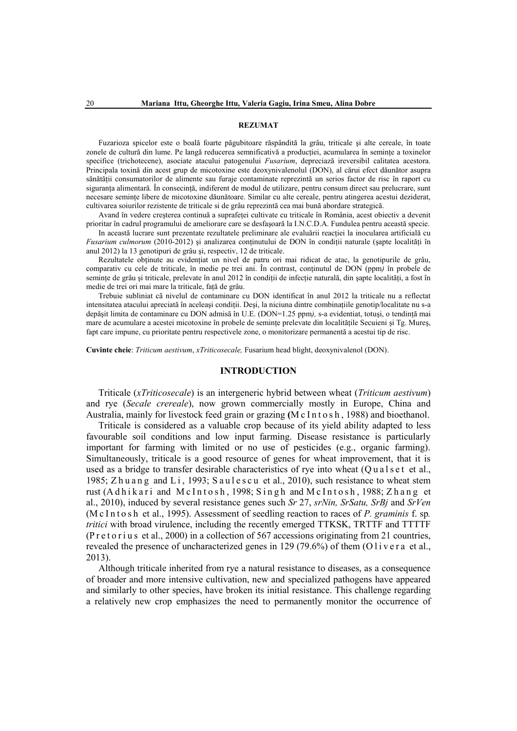#### REZUMAT

Fuzarioza spicelor este o boală foarte păgubitoare răspândită la grâu, triticale şi alte cereale, în toate zonele de cultură din lume. Pe langă reducerea semnificativă a producţiei, acumularea în seminţe a toxinelor specifice (trichotecene), asociate atacului patogenului *Fusarium*, depreciază ireversibil calitatea acestora. Principala toxină din acest grup de micotoxine este deoxynivalenolul (DON), al cărui efect dăunător asupra sănătăţii consumatorilor de alimente sau furaje contaminate reprezintă un serios factor de risc în raport cu siguranţa alimentară. În consecinţă, indiferent de modul de utilizare, pentru consum direct sau prelucrare, sunt necesare seminţe libere de micotoxine dăunătoare. Similar cu alte cereale, pentru atingerea acestui deziderat, cultivarea soiurilor rezistente de triticale si de grâu reprezintă cea mai bună abordare strategică.

Avand în vedere creşterea continuă a suprafeţei cultivate cu triticale în România, acest obiectiv a devenit prioritar în cadrul programului de ameliorare care se desfaşoară la I.N.C.D.A. Fundulea pentru această specie.

In această lucrare sunt prezentate rezultatele preliminare ale evaluării reacţiei la inocularea artificială cu *Fusarium culmorum* (2010-2012) şi analizarea conţinutului de DON în condiţii naturale (şapte localităţi în anul 2012) la 13 genotipuri de grâu şi, respectiv, 12 de triticale.

Rezultatele obţinute au evidenţiat un nivel de patru ori mai ridicat de atac, la genotipurile de grâu, comparativ cu cele de triticale, în medie pe trei ani. În contrast, conţinutul de DON (ppm*)* în probele de seminţe de grâu şi triticale, prelevate în anul 2012 în condiţii de infecţie naturală, din şapte localităţi, a fost în medie de trei ori mai mare la triticale, faţă de grâu.

Trebuie subliniat cã nivelul de contaminare cu DON identificat în anul 2012 la triticale nu a reflectat intensitatea atacului apreciată în aceleaşi condiţii. Deşi, la niciuna dintre combinaţiile genotip/localitate nu s-a depăşit limita de contaminare cu DON admisă în U.E. (DON=1.25 ppm*),* s-a evidentiat, totuşi, o tendinţă mai mare de acumulare a acestei micotoxine în probele de seminţe prelevate din localităţile Secuieni şi Tg. Mureş, fapt care impune, cu prioritate pentru respectivele zone, o monitorizare permanentă a acestui tip de risc.

**Cuvinte cheie**: *Triticum aestivum*, *xTriticosecale,* Fusarium head blight, deoxynivalenol (DON).

## INTRODUCTION

Triticale (*xTriticosecale*) is an intergeneric hybrid between wheat (*Triticum aestivum*) and rye (*Secale crereale*), now grown commercially mostly in Europe, China and Australia, mainly for livestock feed grain or grazing **(**McIntosh, 1988) and bioethanol.

Triticale is considered as a valuable crop because of its yield ability adapted to less favourable soil conditions and low input farming. Disease resistance is particularly important for farming with limited or no use of pesticides (e.g., organic farming). Simultaneously, triticale is a good resource of genes for wheat improvement, that it is used as a bridge to transfer desirable characteristics of rye into wheat (Qualset et al., 1985; Zhuang and Li, 1993; Saulescu et al., 2010), such resistance to wheat stem rust (Adhikari and McIntosh, 1998; Singh and McIntosh, 1988; Zhang et al., 2010), induced by several resistance genes such *Sr* 27, *srNin, SrSatu, SrBj* and *SrVen* (McIntosh et al., 1995). Assessment of seedling reaction to races of *P. graminis* f. sp*. tritici* with broad virulence, including the recently emerged TTKSK, TRTTF and TTTTF (Pretorius et al., 2000) in a collection of 567 accessions originating from 21 countries, revealed the presence of uncharacterized genes in 129 (79.6%) of them (Olivera et al., 2013).

Although triticale inherited from rye a natural resistance to diseases, as a consequence of broader and more intensive cultivation, new and specialized pathogens have appeared and similarly to other species, have broken its initial resistance. This challenge regarding a relatively new crop emphasizes the need to permanently monitor the occurrence of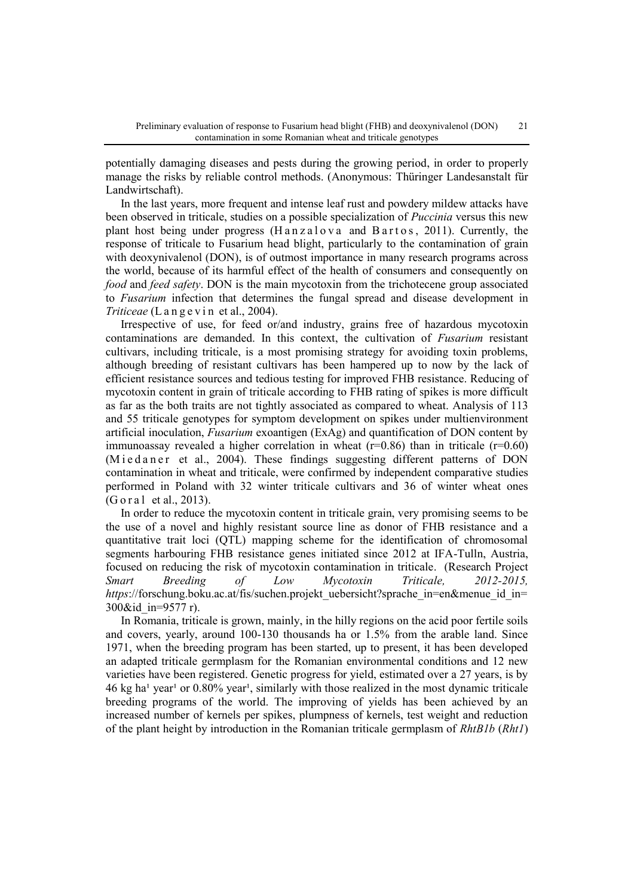potentially damaging diseases and pests during the growing period, in order to properly manage the risks by reliable control methods. (Anonymous: Thüringer Landesanstalt für Landwirtschaft).

In the last years, more frequent and intense leaf rust and powdery mildew attacks have been observed in triticale, studies on a possible specialization of *Puccinia* versus this new plant host being under progress (Hanzalova and Bartos, 2011). Currently, the response of triticale to Fusarium head blight, particularly to the contamination of grain with deoxynivalenol (DON), is of outmost importance in many research programs across the world, because of its harmful effect of the health of consumers and consequently on *food* and *feed safety*. DON is the main mycotoxin from the trichotecene group associated to *Fusarium* infection that determines the fungal spread and disease development in *Triticeae* (Langevin et al., 2004).

Irrespective of use, for feed or/and industry, grains free of hazardous mycotoxin contaminations are demanded. In this context, the cultivation of *Fusarium* resistant cultivars, including triticale, is a most promising strategy for avoiding toxin problems, although breeding of resistant cultivars has been hampered up to now by the lack of efficient resistance sources and tedious testing for improved FHB resistance. Reducing of mycotoxin content in grain of triticale according to FHB rating of spikes is more difficult as far as the both traits are not tightly associated as compared to wheat. Analysis of 113 and 55 triticale genotypes for symptom development on spikes under multienvironment artificial inoculation, *Fusarium* exoantigen (ExAg) and quantification of DON content by immunoassay revealed a higher correlation in wheat ($r=0.86$) than in triticale ($r=0.60$) (Miedaner et al., 2004). These findings suggesting different patterns of DON contamination in wheat and triticale, were confirmed by independent comparative studies performed in Poland with 32 winter triticale cultivars and 36 of winter wheat ones (Goral et al., 2013).

In order to reduce the mycotoxin content in triticale grain, very promising seems to be the use of a novel and highly resistant source line as donor of FHB resistance and a quantitative trait loci (QTL) mapping scheme for the identification of chromosomal segments harbouring FHB resistance genes initiated since 2012 at IFA-Tulln, Austria, focused on reducing the risk of mycotoxin contamination in triticale. (Research Project *Smart Breeding of Low Mycotoxin Triticale, 2012-2015, https*://forschung.boku.ac.at/fis/suchen.projekt_uebersicht?sprache_in=en&menue_id_in=300&id_in=9577 r).

In Romania, triticale is grown, mainly, in the hilly regions on the acid poor fertile soils and covers, yearly, around 100-130 thousands ha or 1.5% from the arable land. Since 1971, when the breeding program has been started, up to present, it has been developed an adapted triticale germplasm for the Romanian environmental conditions and 12 new varieties have been registered. Genetic progress for yield, estimated over a 27 years, is by 46 kg $ha^{1}$ $year^{1}$ or 0.80% $year^{1}$, similarly with those realized in the most dynamic triticale breeding programs of the world. The improving of yields has been achieved by an increased number of kernels per spikes, plumpness of kernels, test weight and reduction of the plant height by introduction in the Romanian triticale germplasm of *RhtB1b* (*Rht1*)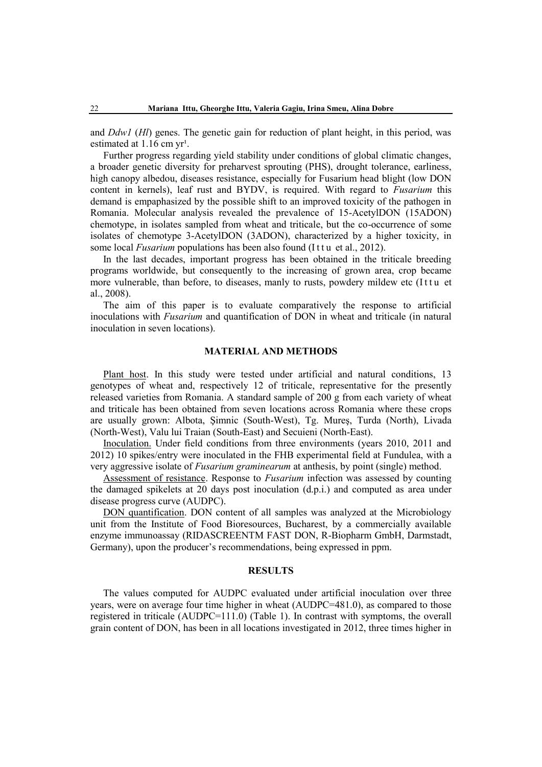and *Ddw1* (*Hl*) genes. The genetic gain for reduction of plant height, in this period, was estimated at 1.16 cm yr¹.

Further progress regarding yield stability under conditions of global climatic changes, a broader genetic diversity for preharvest sprouting (PHS), drought tolerance, earliness, high canopy albedou, diseases resistance, especially for Fusarium head blight (low DON content in kernels), leaf rust and BYDV, is required. With regard to *Fusarium* this demand is empaphasized by the possible shift to an improved toxicity of the pathogen in Romania. Molecular analysis revealed the prevalence of 15-AcetylDON (15ADON) chemotype, in isolates sampled from wheat and triticale, but the co-occurrence of some isolates of chemotype 3-AcetylDON (3ADON), characterized by a higher toxicity, in some local *Fusarium* populations has been also found (I t t u et al., 2012).

In the last decades, important progress has been obtained in the triticale breeding programs worldwide, but consequently to the increasing of grown area, crop became more vulnerable, than before, to diseases, manly to rusts, powdery mildew etc (I t t u et al., 2008).

The aim of this paper is to evaluate comparatively the response to artificial inoculations with *Fusarium* and quantification of DON in wheat and triticale (in natural inoculation in seven locations).

## MATERIAL AND METHODS

Plant host. In this study were tested under artificial and natural conditions, 13 genotypes of wheat and, respectively 12 of triticale, representative for the presently released varieties from Romania. A standard sample of 200 g from each variety of wheat and triticale has been obtained from seven locations across Romania where these crops are usually grown: Albota, Şimnic (South-West), Tg. Mureş, Turda (North), Livada (North-West), Valu lui Traian (South-East) and Secuieni (North-East).

Inoculation. Under field conditions from three environments (years 2010, 2011 and 2012) 10 spikes/entry were inoculated in the FHB experimental field at Fundulea, with a very aggressive isolate of *Fusarium graminearum* at anthesis, by point (single) method.

Assessment of resistance. Response to *Fusarium* infection was assessed by counting the damaged spikelets at 20 days post inoculation (d.p.i.) and computed as area under disease progress curve (AUDPC).

DON quantification. DON content of all samples was analyzed at the Microbiology unit from the Institute of Food Bioresources, Bucharest, by a commercially available enzyme immunoassay (RIDASCREENTM FAST DON, R-Biopharm GmbH, Darmstadt, Germany), upon the producer's recommendations, being expressed in ppm.

## RESULTS

The values computed for AUDPC evaluated under artificial inoculation over three years, were on average four time higher in wheat (AUDPC=481.0), as compared to those registered in triticale (AUDPC=111.0) (Table 1). In contrast with symptoms, the overall grain content of DON, has been in all locations investigated in 2012, three times higher in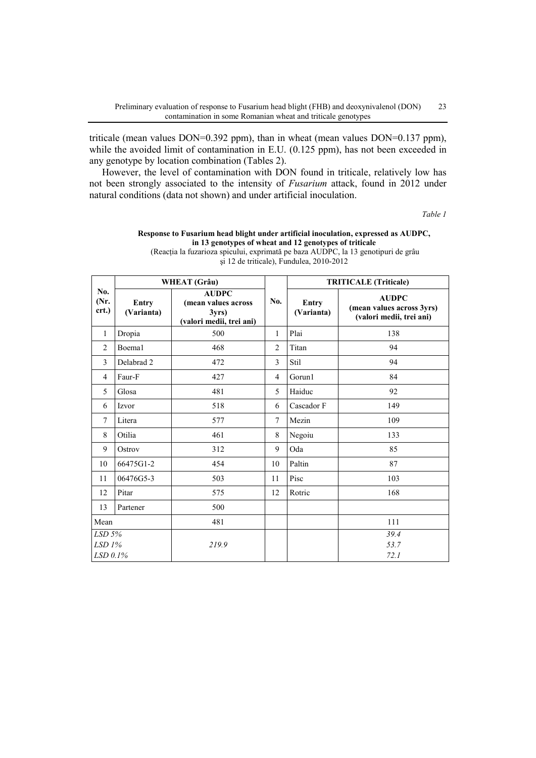triticale (mean values DON=0.392 ppm), than in wheat (mean values DON=0.137 ppm), while the avoided limit of contamination in E.U. (0.125 ppm), has not been exceeded in any genotype by location combination (Tables 2).

However, the level of contamination with DON found in triticale, relatively low has not been strongly associated to the intensity of *Fusarium* attack, found in 2012 under natural conditions (data not shown) and under artificial inoculation.

*Table 1*

**Response to Fusarium head blight under artificial inoculation, expressed as AUDPC, in 13 genotypes of wheat and 12 genotypes of triticale**
(Reacția la fuzarioza spicului, exprimată pe baza AUDPC, la 13 genotipuri de grâu și 12 de triticale), Fundulea, 2010-2012

| No. (Nr. crt.) | **WHEAT (Grâu)** | | No. | **TRITICALE (Triticale)** | |
|---|---|---|---|---|---|
| | **Entry (Varianta)** | **AUDPC (mean values across 3yrs) (valori medii, trei ani)** | | **Entry (Varianta)** | **AUDPC (mean values across 3yrs) (valori medii, trei ani)** |
| 1 | Dropia | 500 | 1 | Plai | 138 |
| 2 | Boema1 | 468 | 2 | Titan | 94 |
| 3 | Delabrad 2 | 472 | 3 | Stil | 94 |
| 4 | Faur-F | 427 | 4 | Gorun1 | 84 |
| 5 | Glosa | 481 | 5 | Haiduc | 92 |
| 6 | Izvor | 518 | 6 | Cascador F | 149 |
| 7 | Litera | 577 | 7 | Mezin | 109 |
| 8 | Otilia | 461 | 8 | Negoiu | 133 |
| 9 | Ostrov | 312 | 9 | Oda | 85 |
| 10 | 66475G1-2 | 454 | 10 | Paltin | 87 |
| 11 | 06476G5-3 | 503 | 11 | Pisc | 103 |
| 12 | Pitar | 575 | 12 | Rotric | 168 |
| 13 | Partener | 500 | | | |
| Mean | | 481 | | | 111 |
| *LSD 5%* | | | | | *39.4* |
| *LSD 1%* | | *219.9* | | | *53.7* |
| *LSD 0.1%* | | | | | *72.1* |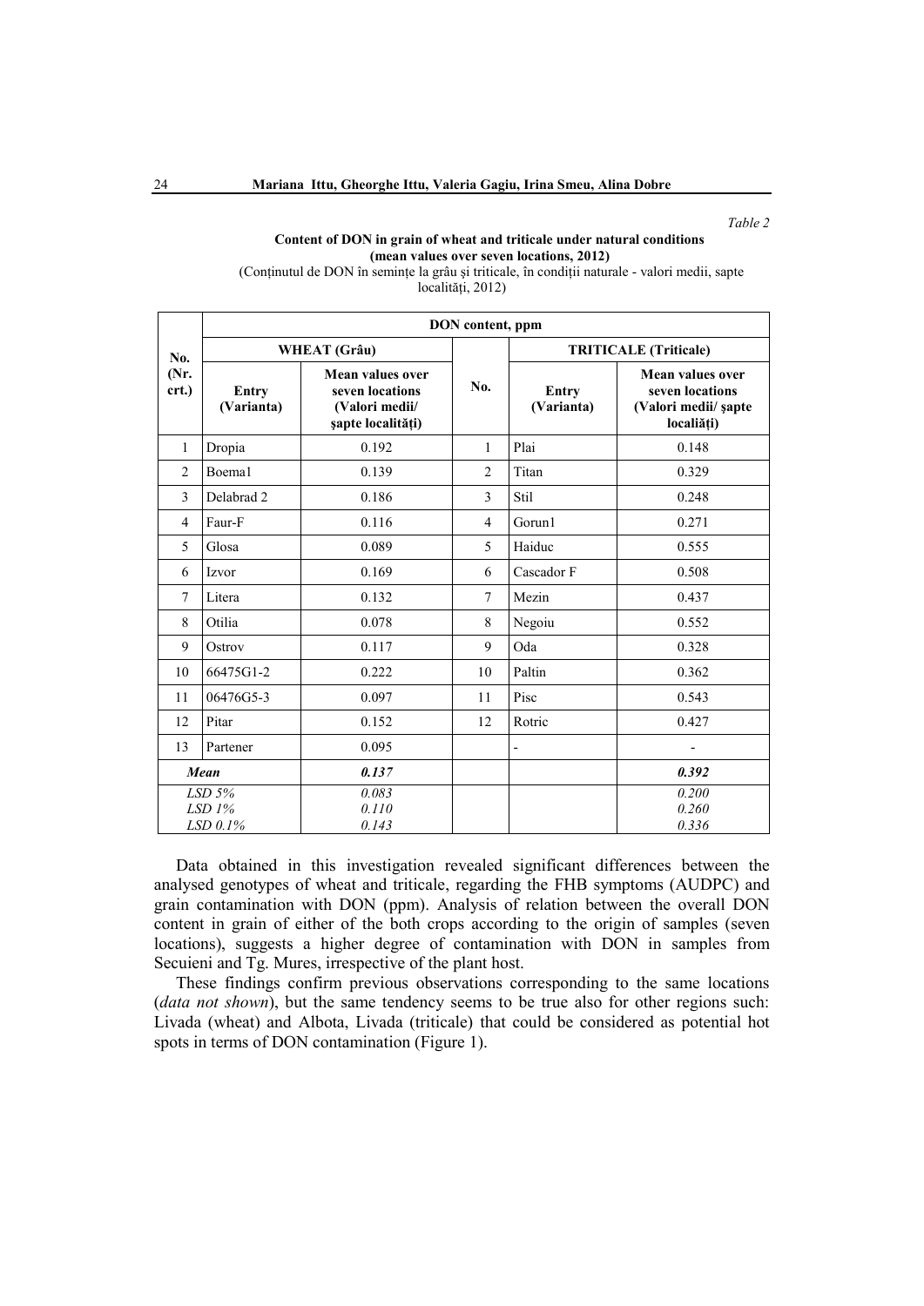*Table 2*

**Content of DON in grain of wheat and triticale under natural conditions (mean values over seven locations, 2012)**

(Conținutul de DON în semințe la grâu și triticale, în condiții naturale - valori medii, sapte localități, 2012)

| No. (Nr. crt.) | DON content, ppm | | | | |
|---|---|---|---|---|---|
| | **WHEAT (Grâu)** | | **No.** | **TRITICALE (Triticale)** | |
| | **Entry (Varianta)** | **Mean values over seven locations (Valori medii/ șapte localități)** | | **Entry (Varianta)** | **Mean values over seven locations (Valori medii/ șapte localiți)** |
| 1 | Dropia | 0.192 | 1 | Plai | 0.148 |
| 2 | Boema1 | 0.139 | 2 | Titan | 0.329 |
| 3 | Delabrad 2 | 0.186 | 3 | Stil | 0.248 |
| 4 | Faur-F | 0.116 | 4 | Gorun1 | 0.271 |
| 5 | Glosa | 0.089 | 5 | Haiduc | 0.555 |
| 6 | Izvor | 0.169 | 6 | Cascador F | 0.508 |
| 7 | Litera | 0.132 | 7 | Mezin | 0.437 |
| 8 | Otilia | 0.078 | 8 | Negoiu | 0.552 |
| 9 | Ostrov | 0.117 | 9 | Oda | 0.328 |
| 10 | 66475G1-2 | 0.222 | 10 | Paltin | 0.362 |
| 11 | 06476G5-3 | 0.097 | 11 | Pisc | 0.543 |
| 12 | Pitar | 0.152 | 12 | Rotric | 0.427 |
| 13 | Partener | 0.095 | | - | - |
| ***Mean*** | | ***0.137*** | | | ***0.392*** |
| *LSD 5%* <br> *LSD 1%* <br> *LSD 0.1%* | | *0.083* <br> *0.110* <br> *0.143* | | | *0.200* <br> *0.260* <br> *0.336* |

Data obtained in this investigation revealed significant differences between the analysed genotypes of wheat and triticale, regarding the FHB symptoms (AUDPC) and grain contamination with DON (ppm). Analysis of relation between the overall DON content in grain of either of the both crops according to the origin of samples (seven locations), suggests a higher degree of contamination with DON in samples from Secuieni and Tg. Mures, irrespective of the plant host.

These findings confirm previous observations corresponding to the same locations (*data not shown*), but the same tendency seems to be true also for other regions such: Livada (wheat) and Albota, Livada (triticale) that could be considered as potential hot spots in terms of DON contamination (Figure 1).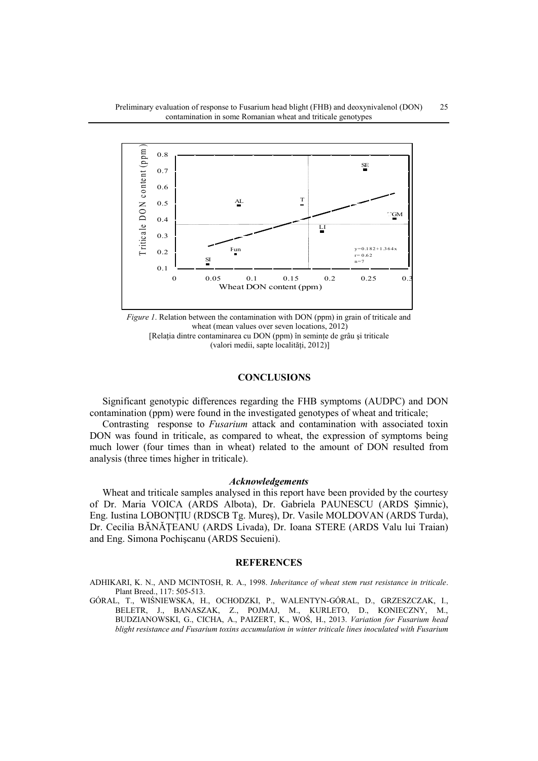*Figure 1*. Relation between the contamination with DON (ppm) in grain of triticale and wheat (mean values over seven locations, 2012)
[Relația dintre contaminarea cu DON (ppm) în semințe de grâu și triticale (valori medii, sapte localități, 2012)]

## CONCLUSIONS

Significant genotypic differences regarding the FHB symptoms (AUDPC) and DON contamination (ppm) were found in the investigated genotypes of wheat and triticale;

Contrasting response to *Fusarium* attack and contamination with associated toxin DON was found in triticale, as compared to wheat, the expression of symptoms being much lower (four times than in wheat) related to the amount of DON resulted from analysis (three times higher in triticale).

### *Acknowledgements*

Wheat and triticale samples analysed in this report have been provided by the courtesy of Dr. Maria VOICA (ARDS Albota), Dr. Gabriela PAUNESCU (ARDS Șimnic), Eng. Iustina LOBONȚIU (RDSCB Tg. Mureș), Dr. Vasile MOLDOVAN (ARDS Turda), Dr. Cecilia BĂNĂȚEANU (ARDS Livada), Dr. Ioana STERE (ARDS Valu lui Traian) and Eng. Simona Pochișcanu (ARDS Secuieni).

## REFERENCES

ADHIKARI, K. N., AND MCINTOSH, R. A., 1998. *Inheritance of wheat stem rust resistance in triticale*. Plant Breed., 117: 505-513.

GÓRAL, T., WIŚNIEWSKA, H., OCHODZKI, P., WALENTYN-GÓRAL, D., GRZESZCZAK, I., BELETR, J., BANASZAK, Z., POJMAJ, M., KURLETO, D., KONIECZNY, M., BUDZIANOWSKI, G., CICHA, A., PAIZERT, K., WOŚ, H., 2013. *Variation for Fusarium head blight resistance and Fusarium toxins accumulation in winter triticale lines inoculated with Fusarium*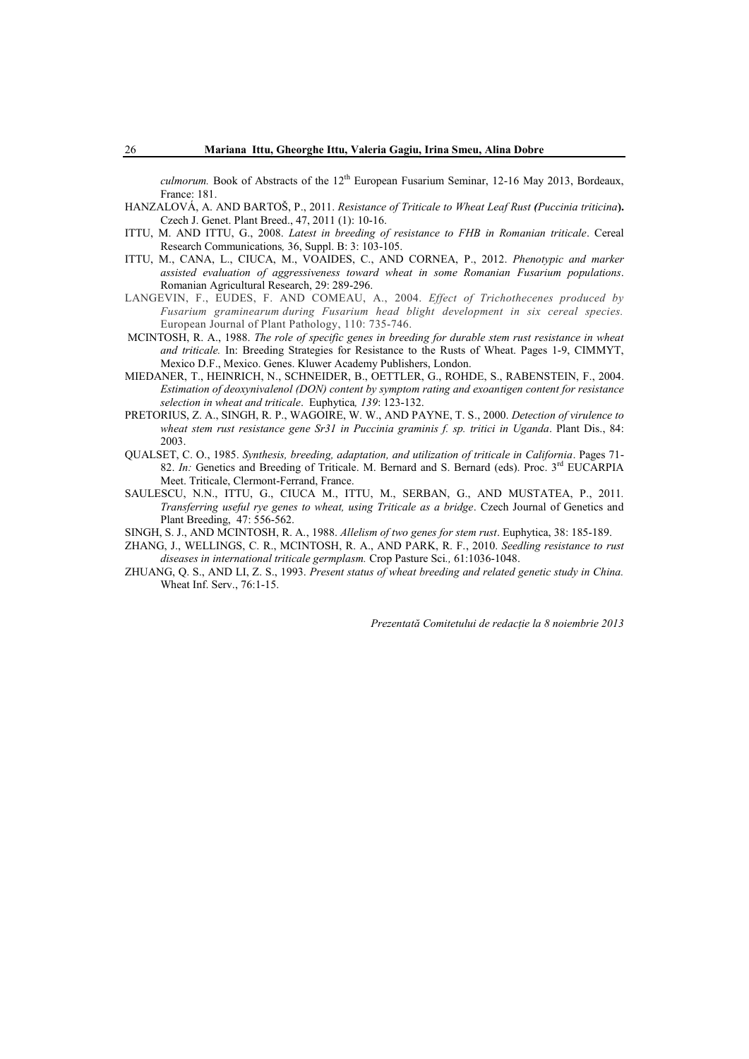*culmorum.* Book of Abstracts of the 12th European Fusarium Seminar, 12-16 May 2013, Bordeaux, France: 181.

HANZALOVÁ, A. AND BARTOŠ, P., 2011. *Resistance of Triticale to Wheat Leaf Rust (Puccinia triticina).* Czech J. Genet. Plant Breed., 47, 2011 (1): 10-16.

ITTU, M. AND ITTU, G., 2008. *Latest in breeding of resistance to FHB in Romanian triticale*. Cereal Research Communications*,* 36, Suppl. B: 3: 103-105.

ITTU, M., CANA, L., CIUCA, M., VOAIDES, C., AND CORNEA, P., 2012. *Phenotypic and marker assisted evaluation of aggressiveness toward wheat in some Romanian Fusarium populations*. Romanian Agricultural Research, 29: 289-296.

LANGEVIN, F., EUDES, F. AND COMEAU, A., 2004. *Effect of Trichothecenes produced by Fusarium graminearum during Fusarium head blight development in six cereal species.* European Journal of Plant Pathology, 110: 735-746.

MCINTOSH, R. A., 1988. *The role of specific genes in breeding for durable stem rust resistance in wheat and triticale.* In: Breeding Strategies for Resistance to the Rusts of Wheat. Pages 1-9, CIMMYT, Mexico D.F., Mexico. Genes. Kluwer Academy Publishers, London.

MIEDANER, T., HEINRICH, N., SCHNEIDER, B., OETTLER, G., ROHDE, S., RABENSTEIN, F., 2004. *Estimation of deoxynivalenol (DON) content by symptom rating and exoantigen content for resistance selection in wheat and triticale*. Euphytica*, 139*: 123-132.

PRETORIUS, Z. A., SINGH, R. P., WAGOIRE, W. W., AND PAYNE, T. S., 2000. *Detection of virulence to wheat stem rust resistance gene Sr31 in Puccinia graminis f. sp. tritici in Uganda*. Plant Dis., 84: 2003.

QUALSET, C. O., 1985. *Synthesis, breeding, adaptation, and utilization of triticale in California*. Pages 71-82. *In:* Genetics and Breeding of Triticale. M. Bernard and S. Bernard (eds). Proc. 3rd EUCARPIA Meet. Triticale, Clermont-Ferrand, France.

SAULESCU, N.N., ITTU, G., CIUCA M., ITTU, M., SERBAN, G., AND MUSTATEA, P., 2011*. Transferring useful rye genes to wheat, using Triticale as a bridge*. Czech Journal of Genetics and Plant Breeding, 47: 556-562.

SINGH, S. J., AND MCINTOSH, R. A., 1988. *Allelism of two genes for stem rust*. Euphytica, 38: 185-189.

ZHANG, J., WELLINGS, C. R., MCINTOSH, R. A., AND PARK, R. F., 2010. *Seedling resistance to rust diseases in international triticale germplasm.* Crop Pasture Sci*.,* 61:1036-1048.

ZHUANG, Q. S., AND LI, Z. S., 1993. *Present status of wheat breeding and related genetic study in China.* Wheat Inf. Serv., 76:1-15.

*Prezentată Comitetului de redacţie la 8 noiembrie 2013*